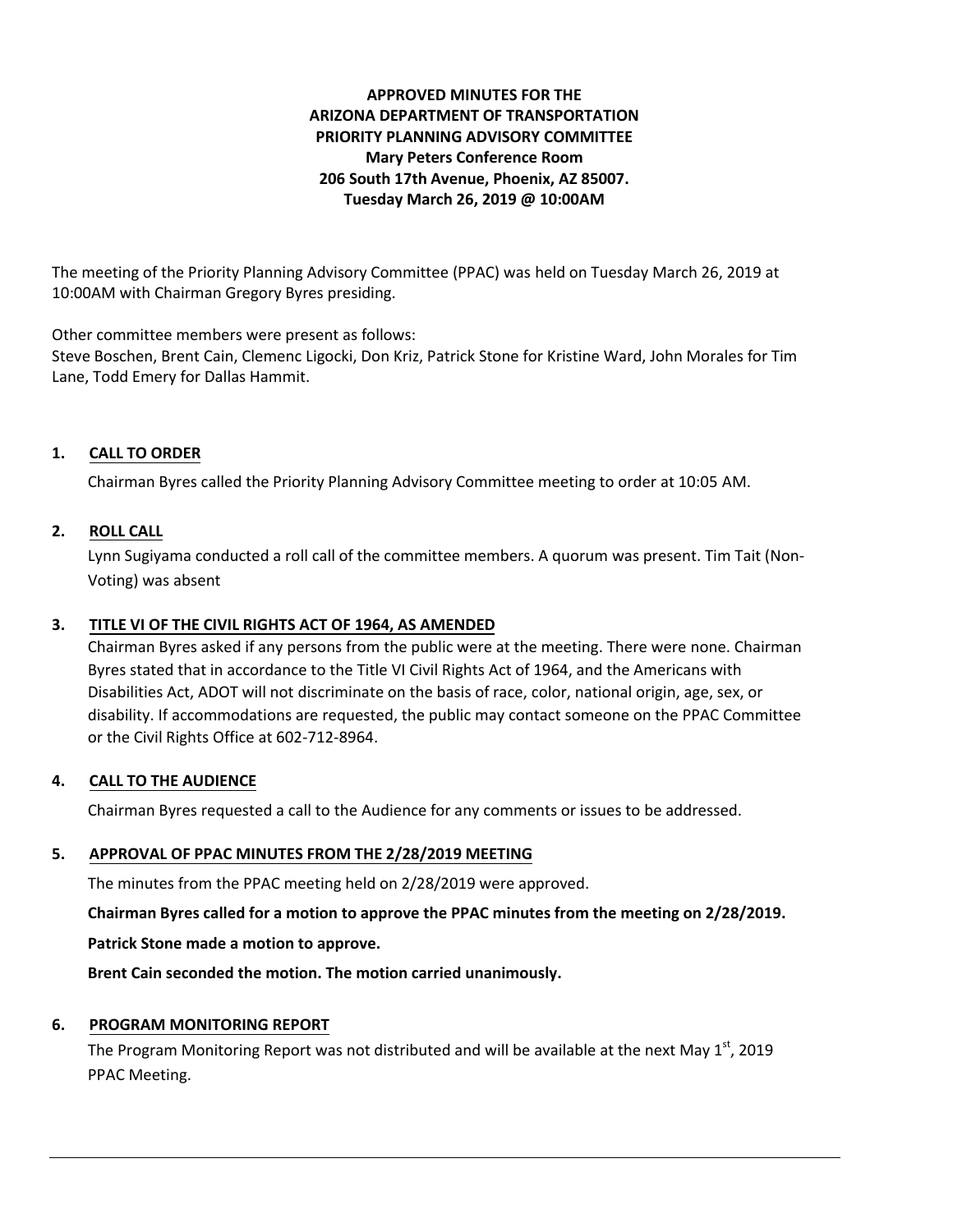**APPROVED MINUTES FOR THE**
**ARIZONA DEPARTMENT OF TRANSPORTATION**
**PRIORITY PLANNING ADVISORY COMMITTEE**
**Mary Peters Conference Room**
**206 South 17th Avenue, Phoenix, AZ 85007.**
**Tuesday March 26, 2019 @ 10:00AM**

The meeting of the Priority Planning Advisory Committee (PPAC) was held on Tuesday March 26, 2019 at 10:00AM with Chairman Gregory Byres presiding.

Other committee members were present as follows:
Steve Boschen, Brent Cain, Clemenc Ligocki, Don Kriz, Patrick Stone for Kristine Ward, John Morales for Tim Lane, Todd Emery for Dallas Hammit.

## 1. CALL TO ORDER

Chairman Byres called the Priority Planning Advisory Committee meeting to order at 10:05 AM.

## 2. ROLL CALL

Lynn Sugiyama conducted a roll call of the committee members. A quorum was present. Tim Tait (Non-Voting) was absent

## 3. TITLE VI OF THE CIVIL RIGHTS ACT OF 1964, AS AMENDED

Chairman Byres asked if any persons from the public were at the meeting. There were none. Chairman Byres stated that in accordance to the Title VI Civil Rights Act of 1964, and the Americans with Disabilities Act, ADOT will not discriminate on the basis of race, color, national origin, age, sex, or disability. If accommodations are requested, the public may contact someone on the PPAC Committee or the Civil Rights Office at 602-712-8964.

## 4. CALL TO THE AUDIENCE

Chairman Byres requested a call to the Audience for any comments or issues to be addressed.

## 5. APPROVAL OF PPAC MINUTES FROM THE 2/28/2019 MEETING

The minutes from the PPAC meeting held on 2/28/2019 were approved.

**Chairman Byres called for a motion to approve the PPAC minutes from the meeting on 2/28/2019.**

**Patrick Stone made a motion to approve.**

**Brent Cain seconded the motion. The motion carried unanimously.**

## 6. PROGRAM MONITORING REPORT

The Program Monitoring Report was not distributed and will be available at the next May 1st, 2019 PPAC Meeting.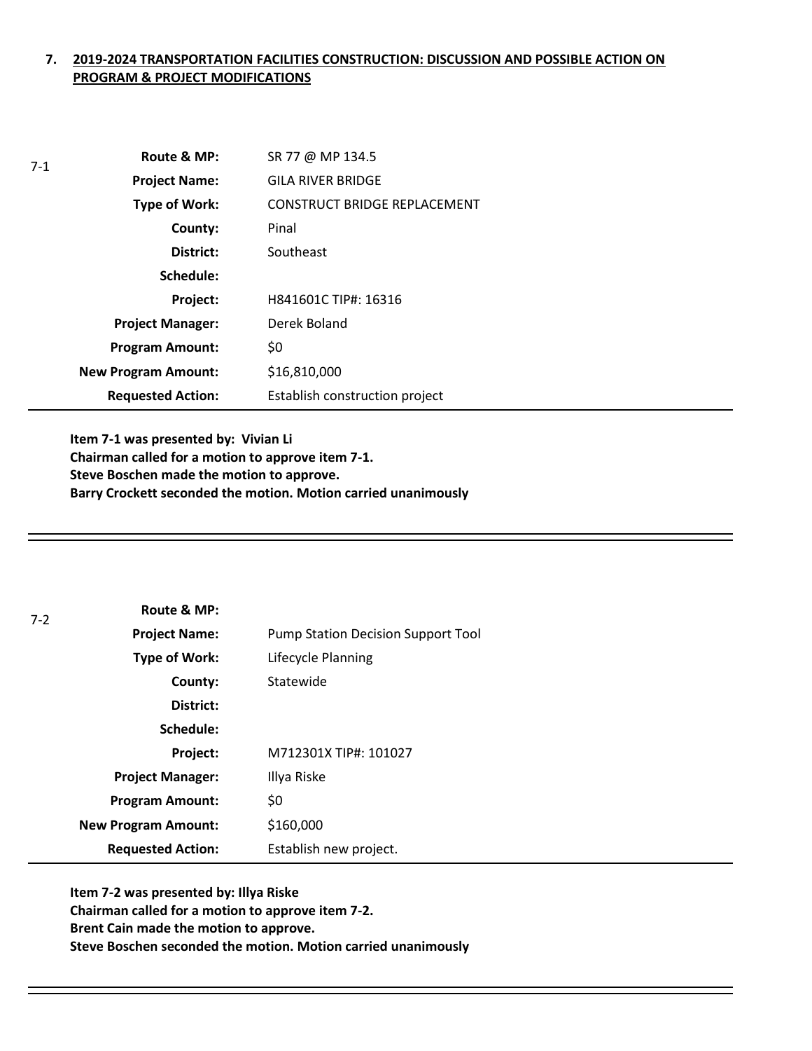## 7. 2019-2024 TRANSPORTATION FACILITIES CONSTRUCTION: DISCUSSION AND POSSIBLE ACTION ON PROGRAM & PROJECT MODIFICATIONS

7-1

| | |
|---|---|
| **Route & MP:** | SR 77 @ MP 134.5 |
| **Project Name:** | GILA RIVER BRIDGE |
| **Type of Work:** | CONSTRUCT BRIDGE REPLACEMENT |
| **County:** | Pinal |
| **District:** | Southeast |
| **Schedule:** | |
| **Project:** | H841601C TIP#: 16316 |
| **Project Manager:** | Derek Boland |
| **Program Amount:** | $0 |
| **New Program Amount:** | $16,810,000 |
| **Requested Action:** | Establish construction project |

**Item 7-1 was presented by: Vivian Li**
**Chairman called for a motion to approve item 7-1.**
**Steve Boschen made the motion to approve.**
**Barry Crockett seconded the motion. Motion carried unanimously**

---

7-2

| | |
|---|---|
| **Route & MP:** | |
| **Project Name:** | Pump Station Decision Support Tool |
| **Type of Work:** | Lifecycle Planning |
| **County:** | Statewide |
| **District:** | |
| **Schedule:** | |
| **Project:** | M712301X TIP#: 101027 |
| **Project Manager:** | Illya Riske |
| **Program Amount:** | $0 |
| **New Program Amount:** | $160,000 |
| **Requested Action:** | Establish new project. |

**Item 7-2 was presented by: Illya Riske**
**Chairman called for a motion to approve item 7-2.**
**Brent Cain made the motion to approve.**
**Steve Boschen seconded the motion. Motion carried unanimously**

---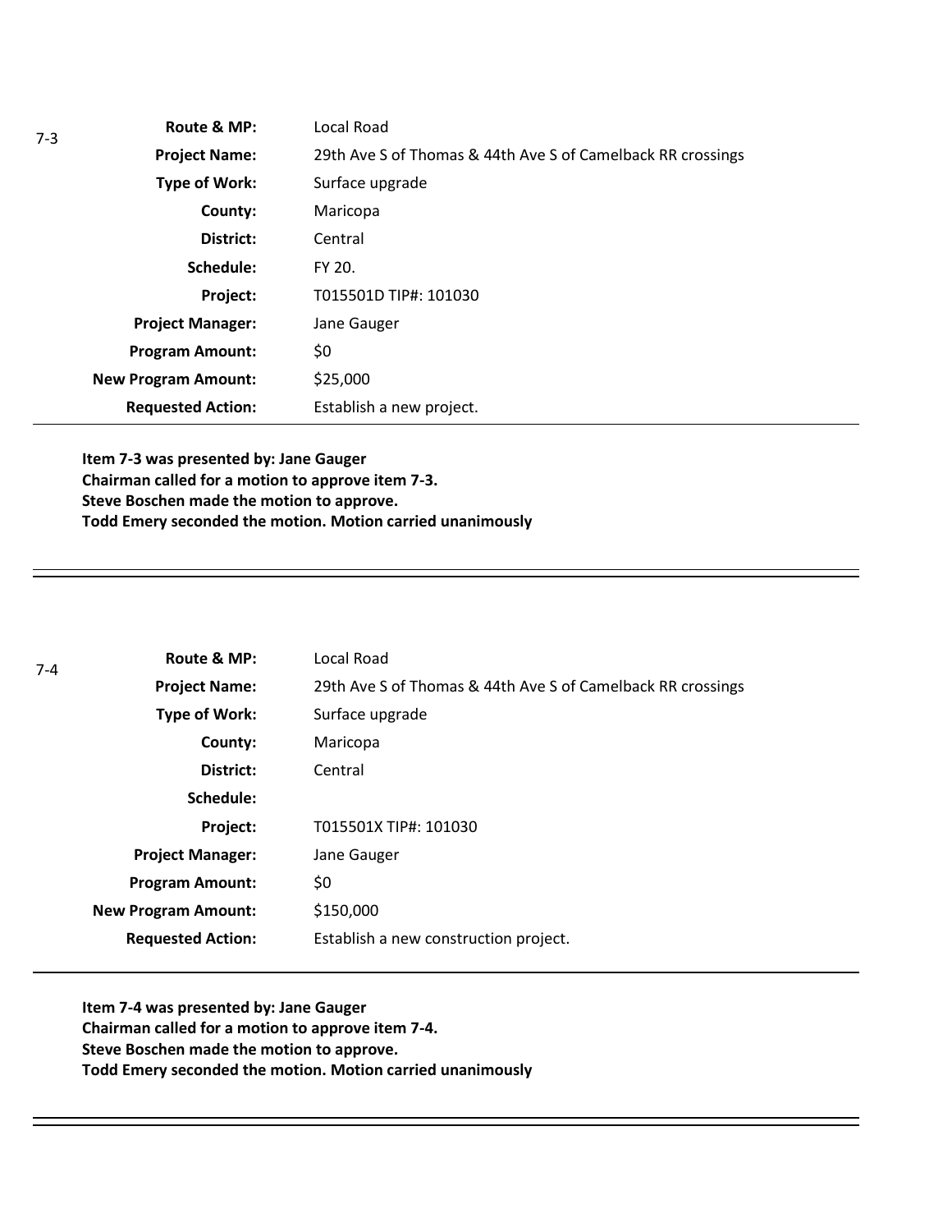7-3

| | |
|---|---|
| **Route & MP:** | Local Road |
| **Project Name:** | 29th Ave S of Thomas & 44th Ave S of Camelback RR crossings |
| **Type of Work:** | Surface upgrade |
| **County:** | Maricopa |
| **District:** | Central |
| **Schedule:** | FY 20. |
| **Project:** | T015501D TIP#: 101030 |
| **Project Manager:** | Jane Gauger |
| **Program Amount:** | $0 |
| **New Program Amount:** | $25,000 |
| **Requested Action:** | Establish a new project. |

**Item 7-3 was presented by: Jane Gauger**
**Chairman called for a motion to approve item 7-3.**
**Steve Boschen made the motion to approve.**
**Todd Emery seconded the motion. Motion carried unanimously**

---

7-4

| | |
|---|---|
| **Route & MP:** | Local Road |
| **Project Name:** | 29th Ave S of Thomas & 44th Ave S of Camelback RR crossings |
| **Type of Work:** | Surface upgrade |
| **County:** | Maricopa |
| **District:** | Central |
| **Schedule:** | |
| **Project:** | T015501X TIP#: 101030 |
| **Project Manager:** | Jane Gauger |
| **Program Amount:** | $0 |
| **New Program Amount:** | $150,000 |
| **Requested Action:** | Establish a new construction project. |

**Item 7-4 was presented by: Jane Gauger**
**Chairman called for a motion to approve item 7-4.**
**Steve Boschen made the motion to approve.**
**Todd Emery seconded the motion. Motion carried unanimously**

---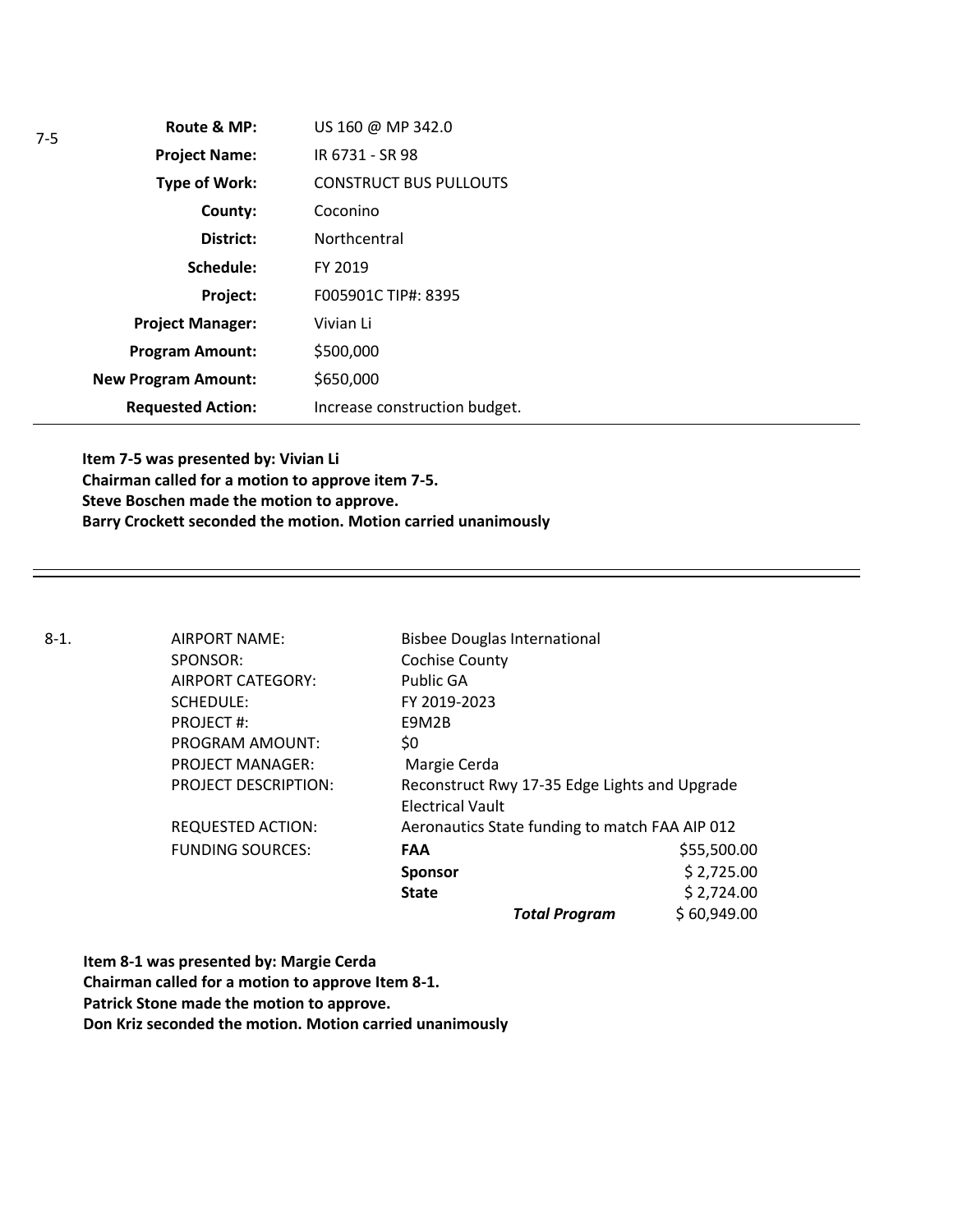7-5

| Route & MP: | US 160 @ MP 342.0 |
|---|---|
| Project Name: | IR 6731 - SR 98 |
| Type of Work: | CONSTRUCT BUS PULLOUTS |
| County: | Coconino |
| District: | Northcentral |
| Schedule: | FY 2019 |
| Project: | F005901C TIP#: 8395 |
| Project Manager: | Vivian Li |
| Program Amount: | \$500,000 |
| New Program Amount: | \$650,000 |
| Requested Action: | Increase construction budget. |

**Item 7-5 was presented by: Vivian Li**
**Chairman called for a motion to approve item 7-5.**
**Steve Boschen made the motion to approve.**
**Barry Crockett seconded the motion. Motion carried unanimously**

---

8-1.

| | | |
|---|---|---|
| AIRPORT NAME: | Bisbee Douglas International | |
| SPONSOR: | Cochise County | |
| AIRPORT CATEGORY: | Public GA | |
| SCHEDULE: | FY 2019-2023 | |
| PROJECT #: | E9M2B | |
| PROGRAM AMOUNT: | \$0 | |
| PROJECT MANAGER: | Margie Cerda | |
| PROJECT DESCRIPTION: | Reconstruct Rwy 17-35 Edge Lights and Upgrade Electrical Vault | |
| REQUESTED ACTION: | Aeronautics State funding to match FAA AIP 012 | |
| FUNDING SOURCES: | **FAA** | \$55,500.00 |
| | **Sponsor** | \$ 2,725.00 |
| | **State** | \$ 2,724.00 |
| | ***Total Program*** | \$ 60,949.00 |

**Item 8-1 was presented by: Margie Cerda**
**Chairman called for a motion to approve Item 8-1.**
**Patrick Stone made the motion to approve.**
**Don Kriz seconded the motion. Motion carried unanimously**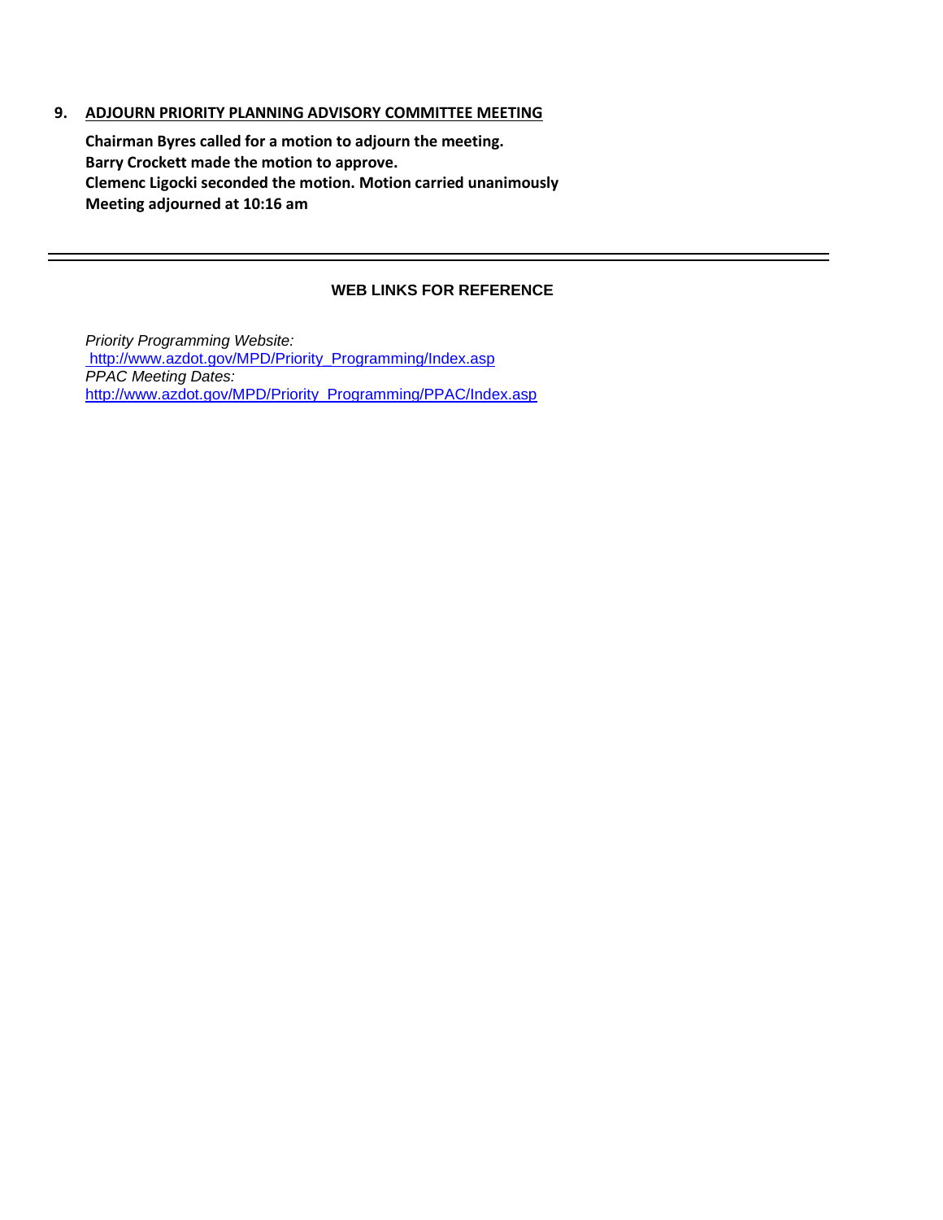## 9. ADJOURN PRIORITY PLANNING ADVISORY COMMITTEE MEETING

**Chairman Byres called for a motion to adjourn the meeting.**
**Barry Crockett made the motion to approve.**
**Clemenc Ligocki seconded the motion. Motion carried unanimously**
**Meeting adjourned at 10:16 am**

---

**WEB LINKS FOR REFERENCE**

*Priority Programming Website:*
http://www.azdot.gov/MPD/Priority_Programming/Index.asp
*PPAC Meeting Dates:*
http://www.azdot.gov/MPD/Priority_Programming/PPAC/Index.asp